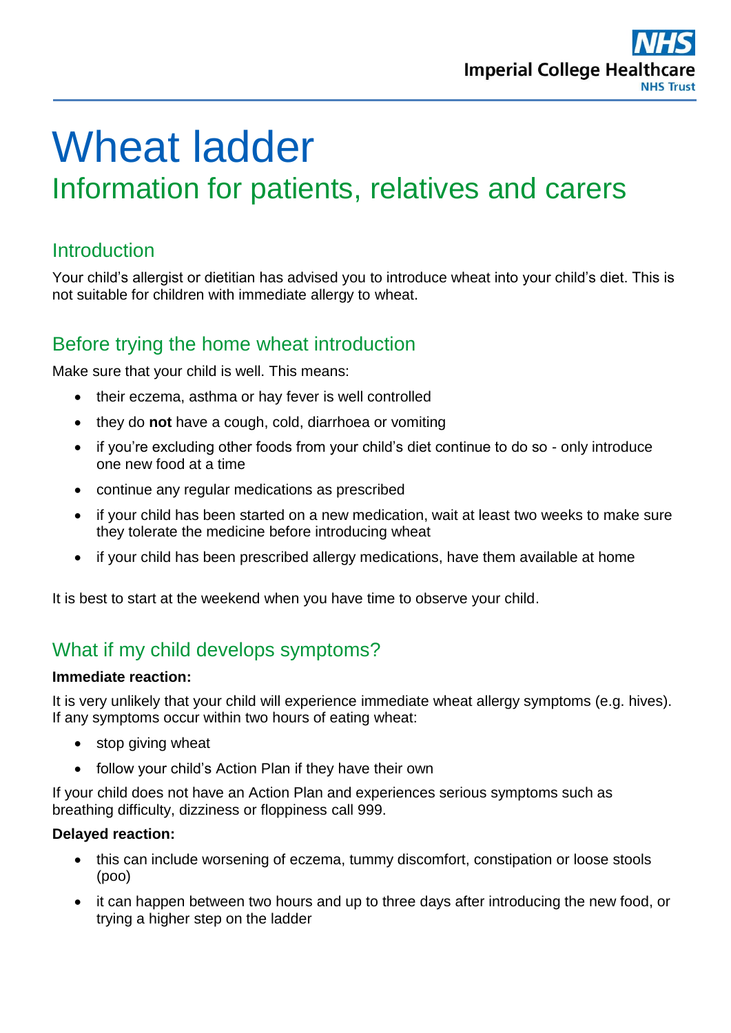# Wheat ladder

## Information for patients, relatives and carers

### Introduction

Your child's allergist or dietitian has advised you to introduce wheat into your child's diet. This is not suitable for children with immediate allergy to wheat.

### Before trying the home wheat introduction

Make sure that your child is well. This means:

- their eczema, asthma or hay fever is well controlled
- they do **not** have a cough, cold, diarrhoea or vomiting
- if you're excluding other foods from your child's diet continue to do so - only introduce one new food at a time
- continue any regular medications as prescribed
- if your child has been started on a new medication, wait at least two weeks to make sure they tolerate the medicine before introducing wheat
- if your child has been prescribed allergy medications, have them available at home

It is best to start at the weekend when you have time to observe your child.

### What if my child develops symptoms?

**Immediate reaction:**

It is very unlikely that your child will experience immediate wheat allergy symptoms (e.g. hives). If any symptoms occur within two hours of eating wheat:

- stop giving wheat
- follow your child's Action Plan if they have their own

If your child does not have an Action Plan and experiences serious symptoms such as breathing difficulty, dizziness or floppiness call 999.

**Delayed reaction:**

- this can include worsening of eczema, tummy discomfort, constipation or loose stools (poo)
- it can happen between two hours and up to three days after introducing the new food, or trying a higher step on the ladder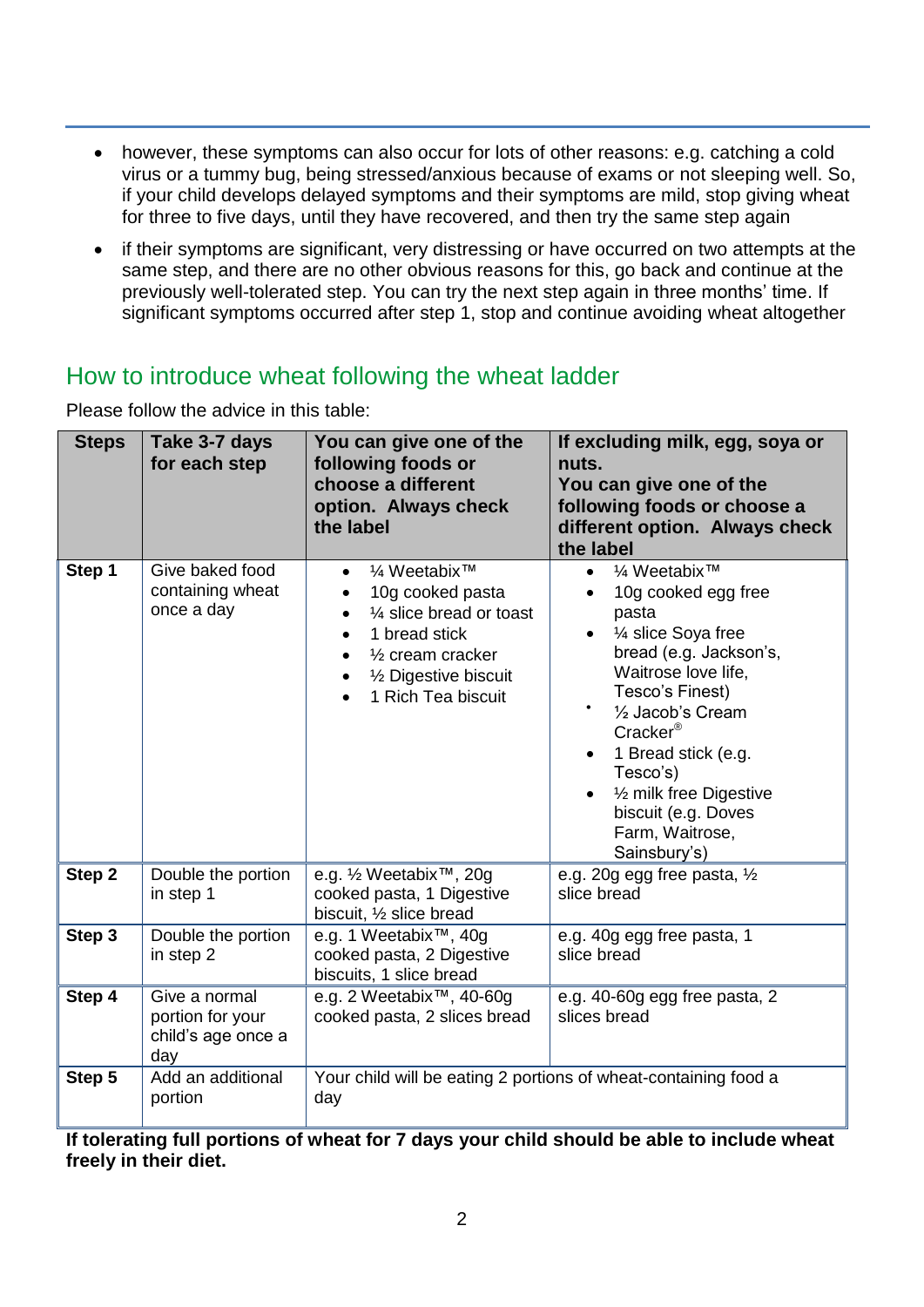- however, these symptoms can also occur for lots of other reasons: e.g. catching a cold virus or a tummy bug, being stressed/anxious because of exams or not sleeping well. So, if your child develops delayed symptoms and their symptoms are mild, stop giving wheat for three to five days, until they have recovered, and then try the same step again
- if their symptoms are significant, very distressing or have occurred on two attempts at the same step, and there are no other obvious reasons for this, go back and continue at the previously well-tolerated step. You can try the next step again in three months' time. If significant symptoms occurred after step 1, stop and continue avoiding wheat altogether

## How to introduce wheat following the wheat ladder

Please follow the advice in this table:

| Steps | Take 3-7 days for each step | You can give one of the following foods or choose a different option. Always check the label | If excluding milk, egg, soya or nuts. You can give one of the following foods or choose a different option. Always check the label |
|---|---|---|---|
| Step 1 | Give baked food containing wheat once a day | • ¼ Weetabix™<br>• 10g cooked pasta<br>• ¼ slice bread or toast<br>• 1 bread stick<br>• ½ cream cracker<br>• ½ Digestive biscuit<br>• 1 Rich Tea biscuit | • ¼ Weetabix™<br>• 10g cooked egg free pasta<br>• ¼ slice Soya free bread (e.g. Jackson's, Waitrose love life, Tesco's Finest)<br>• ½ Jacob's Cream Cracker®<br>• 1 Bread stick (e.g. Tesco's)<br>• ½ milk free Digestive biscuit (e.g. Doves Farm, Waitrose, Sainsbury's) |
| Step 2 | Double the portion in step 1 | e.g. ½ Weetabix™, 20g cooked pasta, 1 Digestive biscuit, ½ slice bread | e.g. 20g egg free pasta, ½ slice bread |
| Step 3 | Double the portion in step 2 | e.g. 1 Weetabix™, 40g cooked pasta, 2 Digestive biscuits, 1 slice bread | e.g. 40g egg free pasta, 1 slice bread |
| Step 4 | Give a normal portion for your child's age once a day | e.g. 2 Weetabix™, 40-60g cooked pasta, 2 slices bread | e.g. 40-60g egg free pasta, 2 slices bread |
| Step 5 | Add an additional portion | Your child will be eating 2 portions of wheat-containing food a day | |

**If tolerating full portions of wheat for 7 days your child should be able to include wheat freely in their diet.**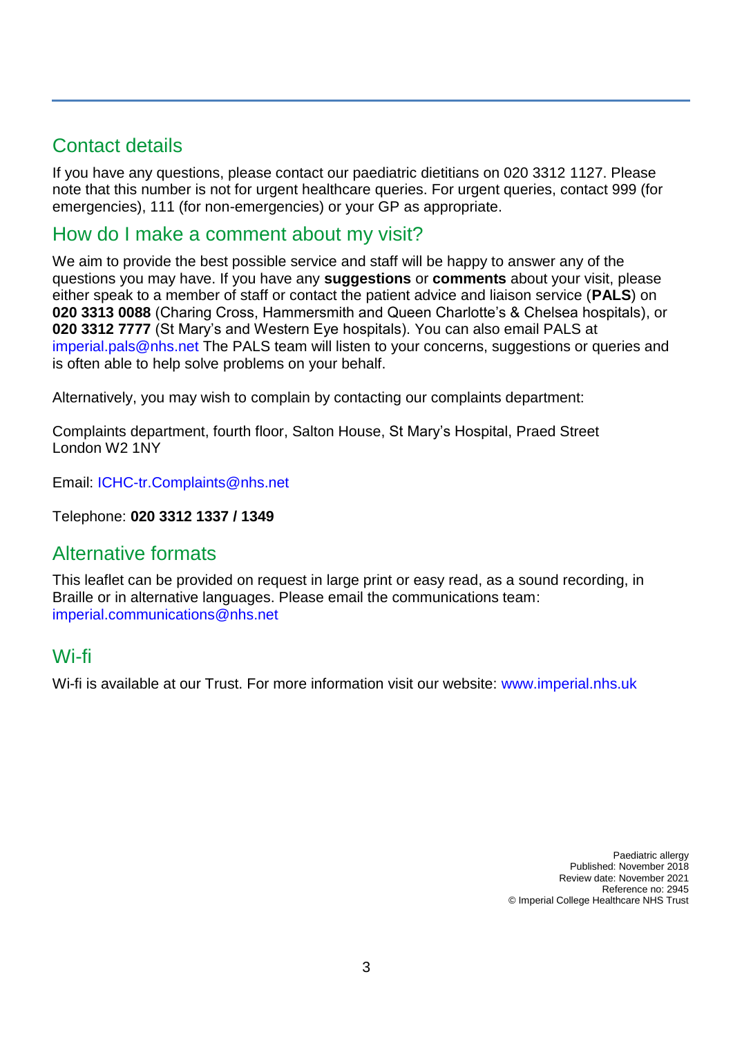## Contact details

If you have any questions, please contact our paediatric dietitians on 020 3312 1127. Please note that this number is not for urgent healthcare queries. For urgent queries, contact 999 (for emergencies), 111 (for non-emergencies) or your GP as appropriate.

## How do I make a comment about my visit?

We aim to provide the best possible service and staff will be happy to answer any of the questions you may have. If you have any **suggestions** or **comments** about your visit, please either speak to a member of staff or contact the patient advice and liaison service (**PALS**) on **020 3313 0088** (Charing Cross, Hammersmith and Queen Charlotte's & Chelsea hospitals), or **020 3312 7777** (St Mary's and Western Eye hospitals). You can also email PALS at imperial.pals@nhs.net The PALS team will listen to your concerns, suggestions or queries and is often able to help solve problems on your behalf.

Alternatively, you may wish to complain by contacting our complaints department:

Complaints department, fourth floor, Salton House, St Mary's Hospital, Praed Street
London W2 1NY

Email: ICHC-tr.Complaints@nhs.net

Telephone: **020 3312 1337 / 1349**

## Alternative formats

This leaflet can be provided on request in large print or easy read, as a sound recording, in Braille or in alternative languages. Please email the communications team: imperial.communications@nhs.net

## Wi-fi

Wi-fi is available at our Trust. For more information visit our website: www.imperial.nhs.uk

Paediatric allergy
Published: November 2018
Review date: November 2021
Reference no: 2945
© Imperial College Healthcare NHS Trust